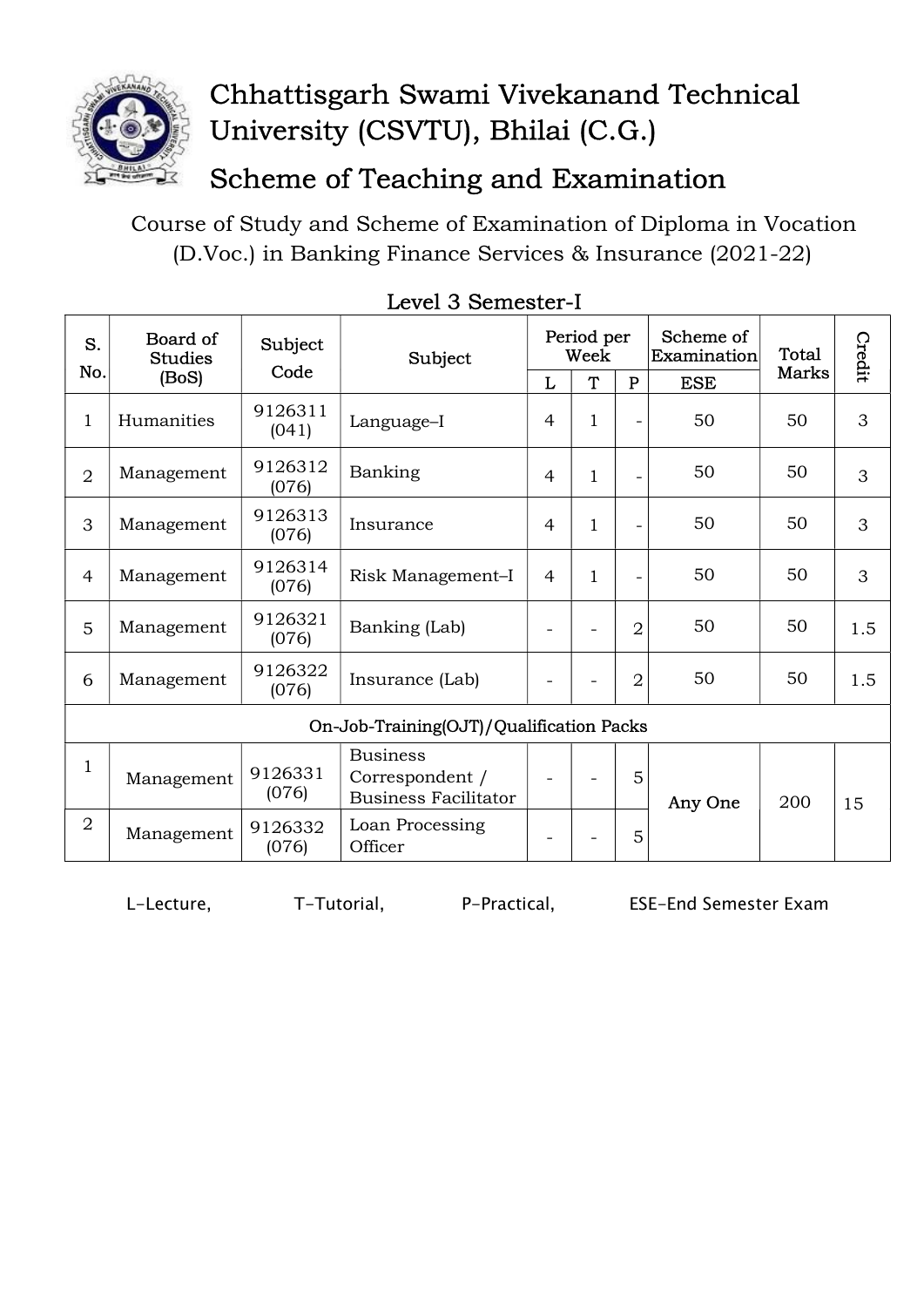# Chhattisgarh Swami Vivekanand Technical University (CSVTU), Bhilai (C.G.)

## Scheme of Teaching and Examination

Course of Study and Scheme of Examination of Diploma in Vocation (D.Voc.) in Banking Finance Services & Insurance (2021-22)

### Level 3 Semester-I

| S. No. | Board of Studies (BoS) | Subject Code | Subject | Period per Week | | | Scheme of Examination | Total Marks | Credit |
|---|---|---|---|---|---|---|---|---|---|
| | | | | L | T | P | ESE | | |
| 1 | Humanities | 9126311 (041) | Language–I | 4 | 1 | - | 50 | 50 | 3 |
| 2 | Management | 9126312 (076) | Banking | 4 | 1 | - | 50 | 50 | 3 |
| 3 | Management | 9126313 (076) | Insurance | 4 | 1 | - | 50 | 50 | 3 |
| 4 | Management | 9126314 (076) | Risk Management–I | 4 | 1 | - | 50 | 50 | 3 |
| 5 | Management | 9126321 (076) | Banking (Lab) | - | - | 2 | 50 | 50 | 1.5 |
| 6 | Management | 9126322 (076) | Insurance (Lab) | - | - | 2 | 50 | 50 | 1.5 |
| On-Job-Training(OJT)/Qualification Packs | | | | | | | | | |
| 1 | Management | 9126331 (076) | Business Correspondent / Business Facilitator | - | - | 5 | Any One | 200 | 15 |
| 2 | Management | 9126332 (076) | Loan Processing Officer | - | - | 5 | | | |

L–Lecture, T–Tutorial, P–Practical, ESE–End Semester Exam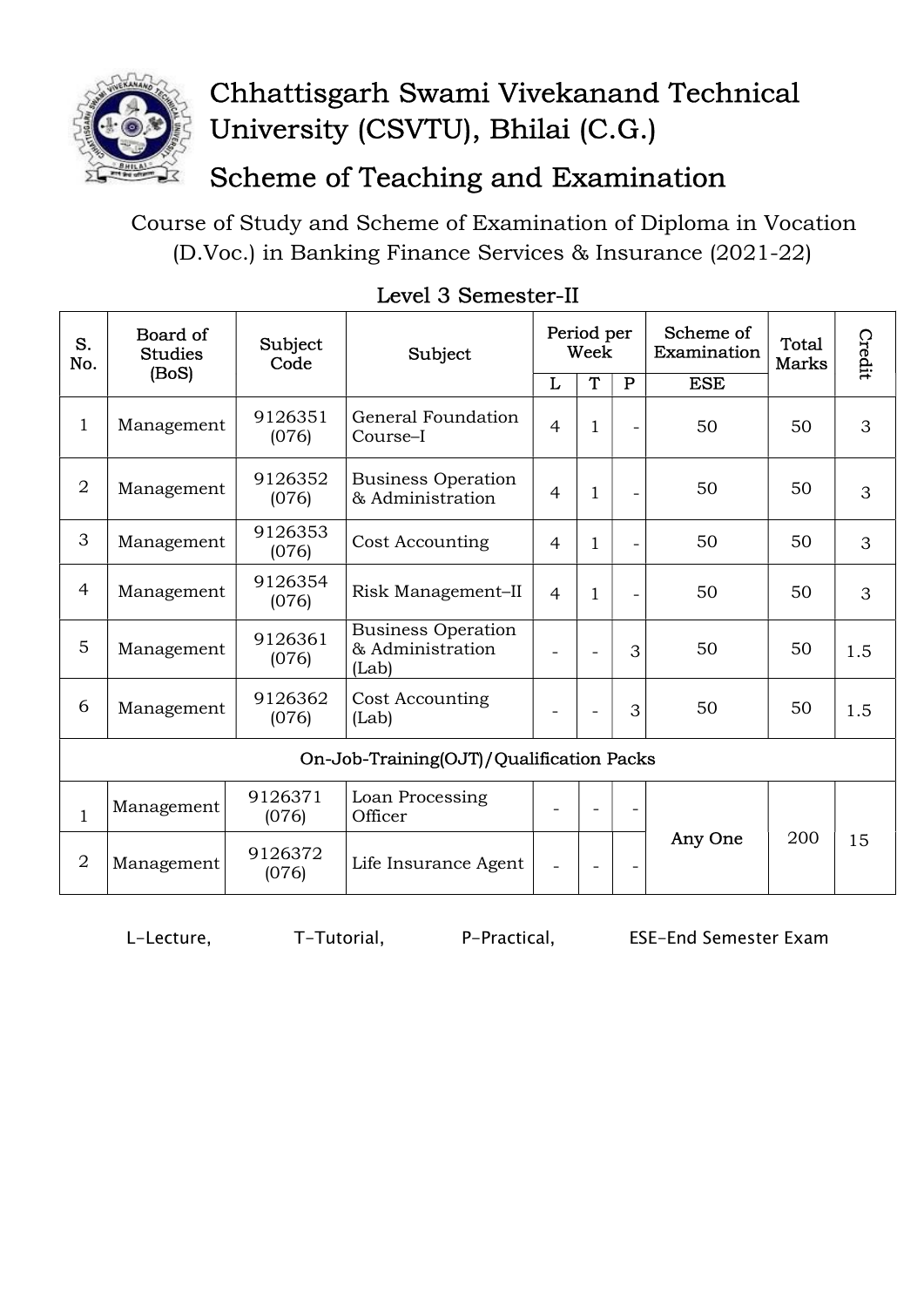# Chhattisgarh Swami Vivekanand Technical University (CSVTU), Bhilai (C.G.)

## Scheme of Teaching and Examination

Course of Study and Scheme of Examination of Diploma in Vocation (D.Voc.) in Banking Finance Services & Insurance (2021-22)

### Level 3 Semester-II

| S. No. | Board of Studies (BoS) | Subject Code | Subject | Period per Week | | | Scheme of Examination | Total Marks | Credit |
|---|---|---|---|---|---|---|---|---|---|
| | | | | L | T | P | ESE | | |
| 1 | Management | 9126351 (076) | General Foundation Course–I | 4 | 1 | - | 50 | 50 | 3 |
| 2 | Management | 9126352 (076) | Business Operation & Administration | 4 | 1 | - | 50 | 50 | 3 |
| 3 | Management | 9126353 (076) | Cost Accounting | 4 | 1 | - | 50 | 50 | 3 |
| 4 | Management | 9126354 (076) | Risk Management–II | 4 | 1 | - | 50 | 50 | 3 |
| 5 | Management | 9126361 (076) | Business Operation & Administration (Lab) | - | - | 3 | 50 | 50 | 1.5 |
| 6 | Management | 9126362 (076) | Cost Accounting (Lab) | - | - | 3 | 50 | 50 | 1.5 |
| On-Job-Training(OJT)/Qualification Packs | | | | | | | | | |
| 1 | Management | 9126371 (076) | Loan Processing Officer | - | - | - | Any One | 200 | 15 |
| 2 | Management | 9126372 (076) | Life Insurance Agent | - | - | - | | | |

L-Lecture, T-Tutorial, P-Practical, ESE-End Semester Exam